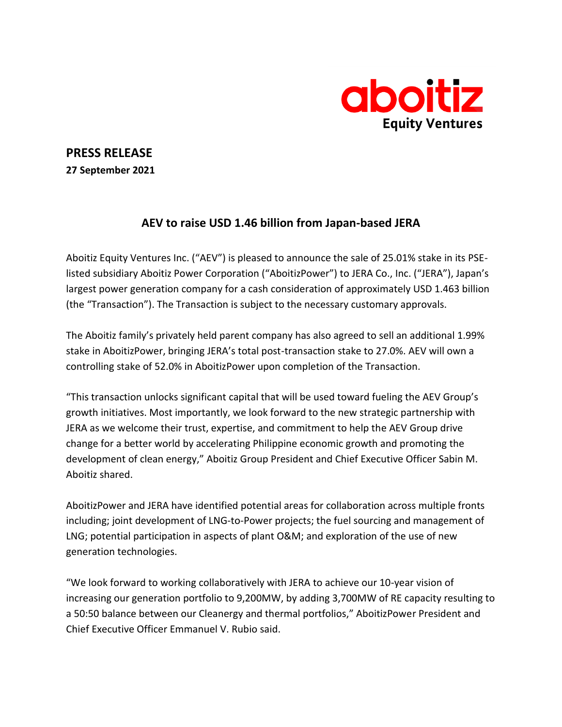aboitiz
Equity Ventures

# PRESS RELEASE

**27 September 2021**

## AEV to raise USD 1.46 billion from Japan-based JERA

Aboitiz Equity Ventures Inc. ("AEV") is pleased to announce the sale of 25.01% stake in its PSE-listed subsidiary Aboitiz Power Corporation ("AboitizPower") to JERA Co., Inc. ("JERA"), Japan's largest power generation company for a cash consideration of approximately USD 1.463 billion (the "Transaction"). The Transaction is subject to the necessary customary approvals.

The Aboitiz family's privately held parent company has also agreed to sell an additional 1.99% stake in AboitizPower, bringing JERA's total post-transaction stake to 27.0%. AEV will own a controlling stake of 52.0% in AboitizPower upon completion of the Transaction.

"This transaction unlocks significant capital that will be used toward fueling the AEV Group's growth initiatives. Most importantly, we look forward to the new strategic partnership with JERA as we welcome their trust, expertise, and commitment to help the AEV Group drive change for a better world by accelerating Philippine economic growth and promoting the development of clean energy," Aboitiz Group President and Chief Executive Officer Sabin M. Aboitiz shared.

AboitizPower and JERA have identified potential areas for collaboration across multiple fronts including; joint development of LNG-to-Power projects; the fuel sourcing and management of LNG; potential participation in aspects of plant O&M; and exploration of the use of new generation technologies.

"We look forward to working collaboratively with JERA to achieve our 10-year vision of increasing our generation portfolio to 9,200MW, by adding 3,700MW of RE capacity resulting to a 50:50 balance between our Cleanergy and thermal portfolios," AboitizPower President and Chief Executive Officer Emmanuel V. Rubio said.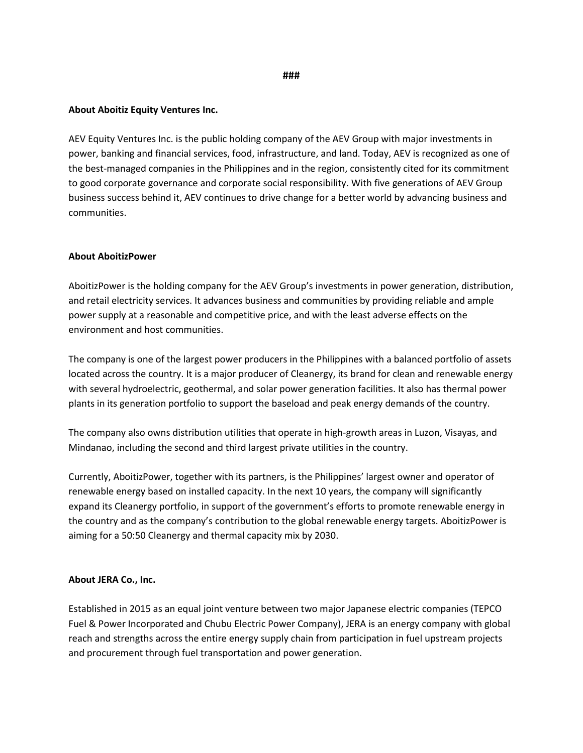###

**About Aboitiz Equity Ventures Inc.**

AEV Equity Ventures Inc. is the public holding company of the AEV Group with major investments in power, banking and financial services, food, infrastructure, and land. Today, AEV is recognized as one of the best-managed companies in the Philippines and in the region, consistently cited for its commitment to good corporate governance and corporate social responsibility. With five generations of AEV Group business success behind it, AEV continues to drive change for a better world by advancing business and communities.

**About AboitizPower**

AboitizPower is the holding company for the AEV Group's investments in power generation, distribution, and retail electricity services. It advances business and communities by providing reliable and ample power supply at a reasonable and competitive price, and with the least adverse effects on the environment and host communities.

The company is one of the largest power producers in the Philippines with a balanced portfolio of assets located across the country. It is a major producer of Cleanergy, its brand for clean and renewable energy with several hydroelectric, geothermal, and solar power generation facilities. It also has thermal power plants in its generation portfolio to support the baseload and peak energy demands of the country.

The company also owns distribution utilities that operate in high-growth areas in Luzon, Visayas, and Mindanao, including the second and third largest private utilities in the country.

Currently, AboitizPower, together with its partners, is the Philippines' largest owner and operator of renewable energy based on installed capacity. In the next 10 years, the company will significantly expand its Cleanergy portfolio, in support of the government's efforts to promote renewable energy in the country and as the company's contribution to the global renewable energy targets. AboitizPower is aiming for a 50:50 Cleanergy and thermal capacity mix by 2030.

**About JERA Co., Inc.**

Established in 2015 as an equal joint venture between two major Japanese electric companies (TEPCO Fuel & Power Incorporated and Chubu Electric Power Company), JERA is an energy company with global reach and strengths across the entire energy supply chain from participation in fuel upstream projects and procurement through fuel transportation and power generation.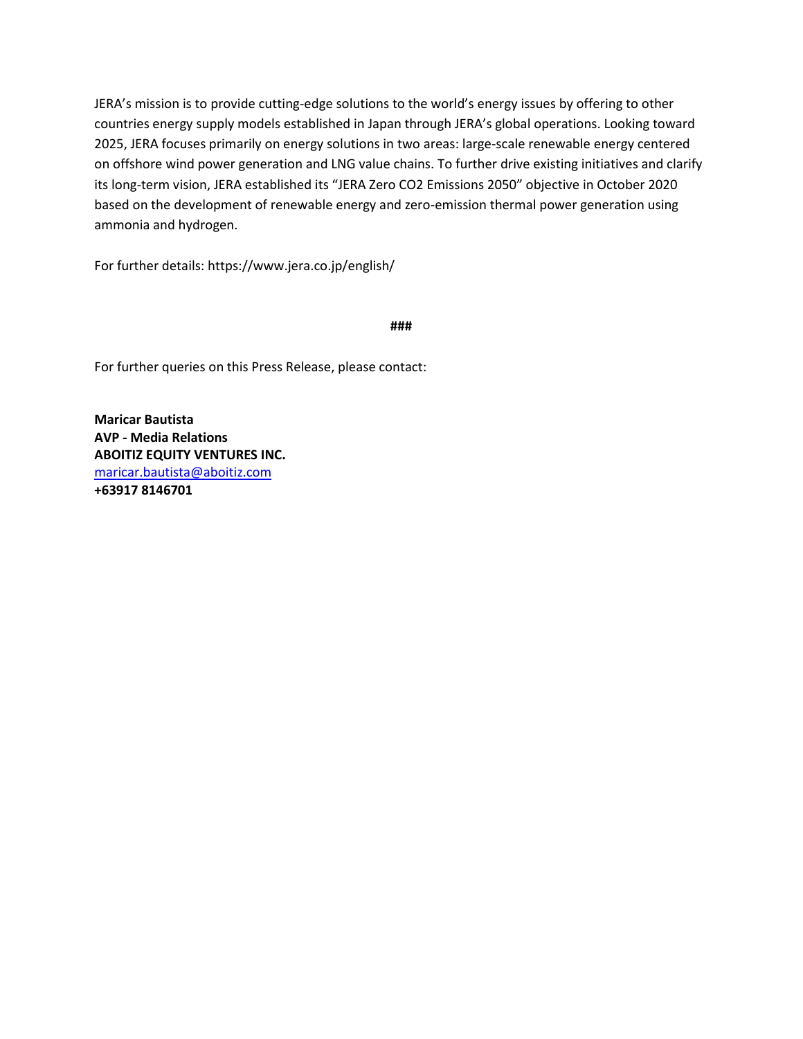JERA's mission is to provide cutting-edge solutions to the world's energy issues by offering to other countries energy supply models established in Japan through JERA's global operations. Looking toward 2025, JERA focuses primarily on energy solutions in two areas: large-scale renewable energy centered on offshore wind power generation and LNG value chains. To further drive existing initiatives and clarify its long-term vision, JERA established its "JERA Zero CO2 Emissions 2050" objective in October 2020 based on the development of renewable energy and zero-emission thermal power generation using ammonia and hydrogen.

For further details: https://www.jera.co.jp/english/

**###**

For further queries on this Press Release, please contact:

**Maricar Bautista**
**AVP - Media Relations**
**ABOITIZ EQUITY VENTURES INC.**
maricar.bautista@aboitiz.com
**+63917 8146701**